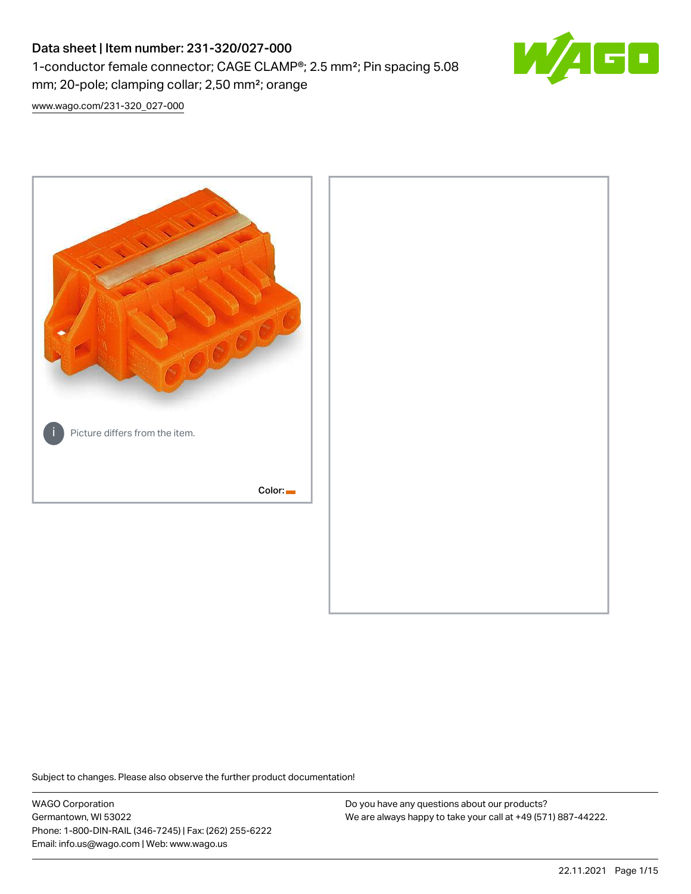# Data sheet | Item number: 231-320/027-000

1-conductor female connector; CAGE CLAMP®; 2.5 mm²; Pin spacing 5.08 mm; 20-pole; clamping collar; 2,50 mm²; orange

www.wago.com/231-320_027-000

Picture differs from the item.

Color:

Subject to changes. Please also observe the further product documentation!

WAGO Corporation
Germantown, WI 53022
Phone: 1-800-DIN-RAIL (346-7245) | Fax: (262) 255-6222
Email: info.us@wago.com | Web: www.wago.us

Do you have any questions about our products?
We are always happy to take your call at +49 (571) 887-44222.

22.11.2021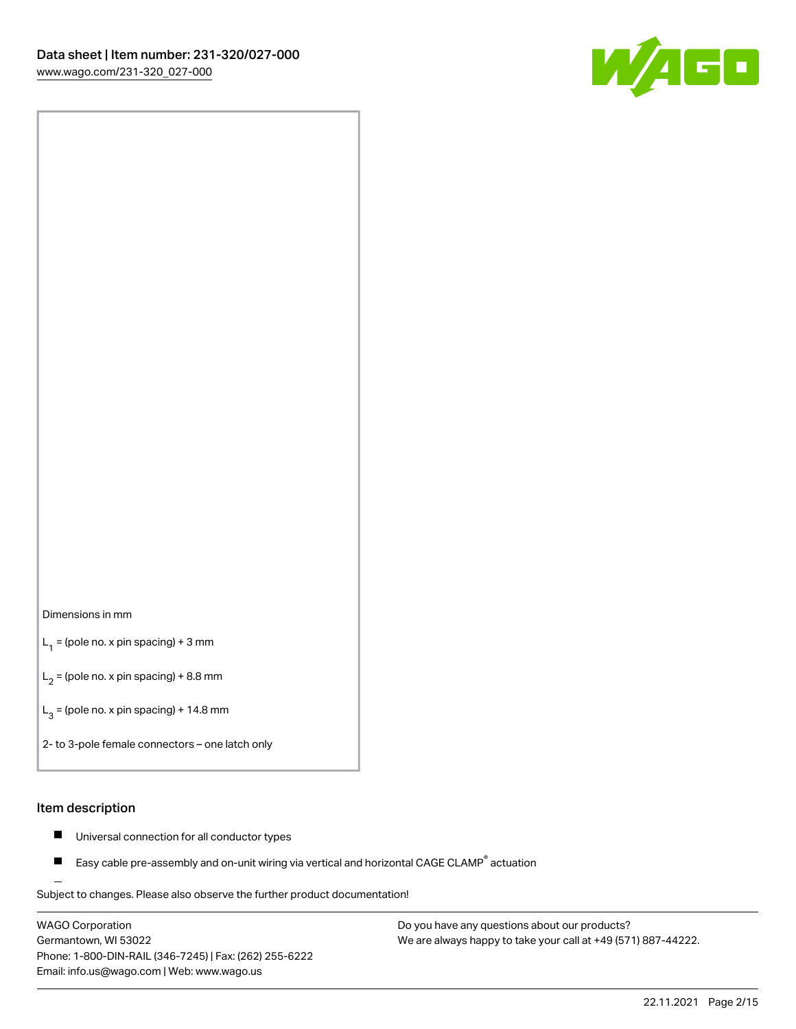Dimensions in mm

$L_1$ = (pole no. x pin spacing) + 3 mm

$L_2$ = (pole no. x pin spacing) + 8.8 mm

$L_3$ = (pole no. x pin spacing) + 14.8 mm

2- to 3-pole female connectors – one latch only

## Item description

- Universal connection for all conductor types
- Easy cable pre-assembly and on-unit wiring via vertical and horizontal CAGE CLAMP® actuation

Subject to changes. Please also observe the further product documentation!

WAGO Corporation
Germantown, WI 53022
Phone: 1-800-DIN-RAIL (346-7245) | Fax: (262) 255-6222
Email: info.us@wago.com | Web: www.wago.us

Do you have any questions about our products?
We are always happy to take your call at +49 (571) 887-44222.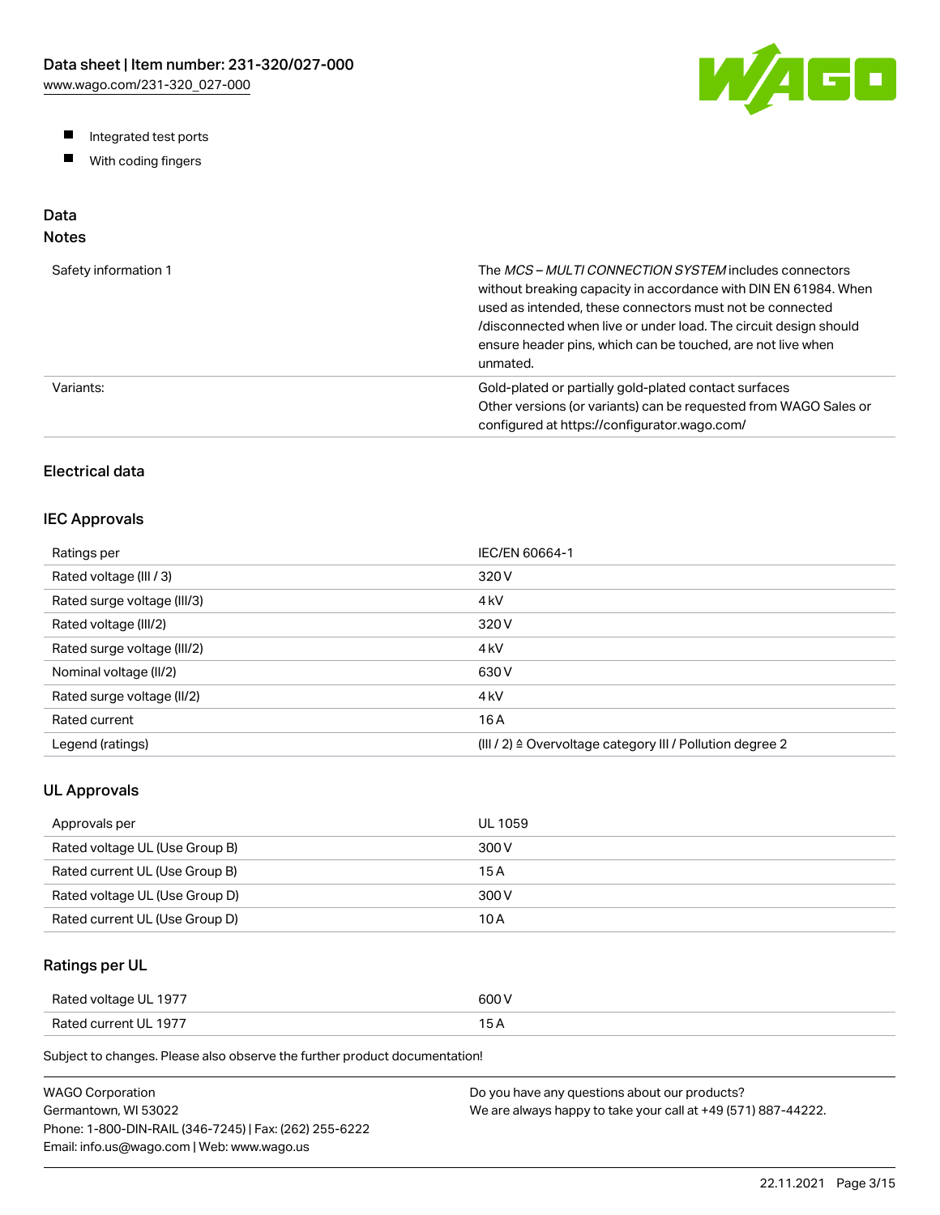- Integrated test ports
- With coding fingers

## Data
### Notes

| | |
|---|---|
| Safety information 1 | The *MCS – MULTI CONNECTION SYSTEM* includes connectors without breaking capacity in accordance with DIN EN 61984. When used as intended, these connectors must not be connected /disconnected when live or under load. The circuit design should ensure header pins, which can be touched, are not live when unmated. |
| Variants: | Gold-plated or partially gold-plated contact surfaces<br>Other versions (or variants) can be requested from WAGO Sales or configured at https://configurator.wago.com/ |

### Electrical data

### IEC Approvals

| | |
|---|---|
| Ratings per | IEC/EN 60664-1 |
| Rated voltage (III / 3) | 320 V |
| Rated surge voltage (III/3) | 4 kV |
| Rated voltage (III/2) | 320 V |
| Rated surge voltage (III/2) | 4 kV |
| Nominal voltage (II/2) | 630 V |
| Rated surge voltage (II/2) | 4 kV |
| Rated current | 16 A |
| Legend (ratings) | (III / 2) ≙ Overvoltage category III / Pollution degree 2 |

### UL Approvals

| | |
|---|---|
| Approvals per | UL 1059 |
| Rated voltage UL (Use Group B) | 300 V |
| Rated current UL (Use Group B) | 15 A |
| Rated voltage UL (Use Group D) | 300 V |
| Rated current UL (Use Group D) | 10 A |

### Ratings per UL

| | |
|---|---|
| Rated voltage UL 1977 | 600 V |
| Rated current UL 1977 | 15 A |

Subject to changes. Please also observe the further product documentation!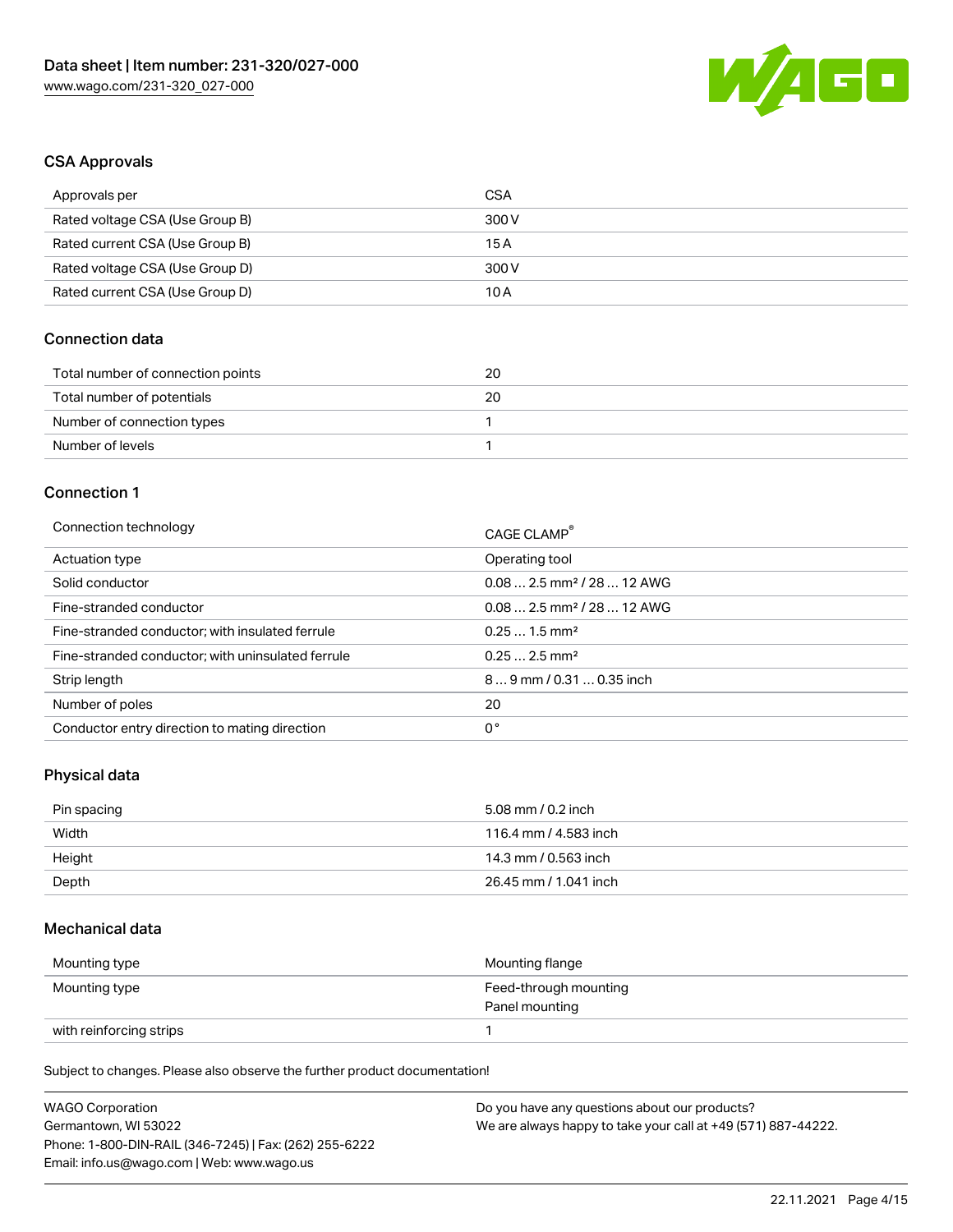## CSA Approvals

| | |
|---|---|
| Approvals per | CSA |
| Rated voltage CSA (Use Group B) | 300 V |
| Rated current CSA (Use Group B) | 15 A |
| Rated voltage CSA (Use Group D) | 300 V |
| Rated current CSA (Use Group D) | 10 A |

## Connection data

| | |
|---|---|
| Total number of connection points | 20 |
| Total number of potentials | 20 |
| Number of connection types | 1 |
| Number of levels | 1 |

## Connection 1

| | |
|---|---|
| Connection technology | CAGE CLAMP® |
| Actuation type | Operating tool |
| Solid conductor | 0.08 … 2.5 mm² / 28 … 12 AWG |
| Fine-stranded conductor | 0.08 … 2.5 mm² / 28 … 12 AWG |
| Fine-stranded conductor; with insulated ferrule | 0.25 … 1.5 mm² |
| Fine-stranded conductor; with uninsulated ferrule | 0.25 … 2.5 mm² |
| Strip length | 8 … 9 mm / 0.31 … 0.35 inch |
| Number of poles | 20 |
| Conductor entry direction to mating direction | 0 ° |

## Physical data

| | |
|---|---|
| Pin spacing | 5.08 mm / 0.2 inch |
| Width | 116.4 mm / 4.583 inch |
| Height | 14.3 mm / 0.563 inch |
| Depth | 26.45 mm / 1.041 inch |

## Mechanical data

| | |
|---|---|
| Mounting type | Mounting flange |
| Mounting type | Feed-through mounting<br>Panel mounting |
| with reinforcing strips | 1 |

Subject to changes. Please also observe the further product documentation!

WAGO Corporation
Germantown, WI 53022
Phone: 1-800-DIN-RAIL (346-7245) | Fax: (262) 255-6222
Email: info.us@wago.com | Web: www.wago.us

Do you have any questions about our products?
We are always happy to take your call at +49 (571) 887-44222.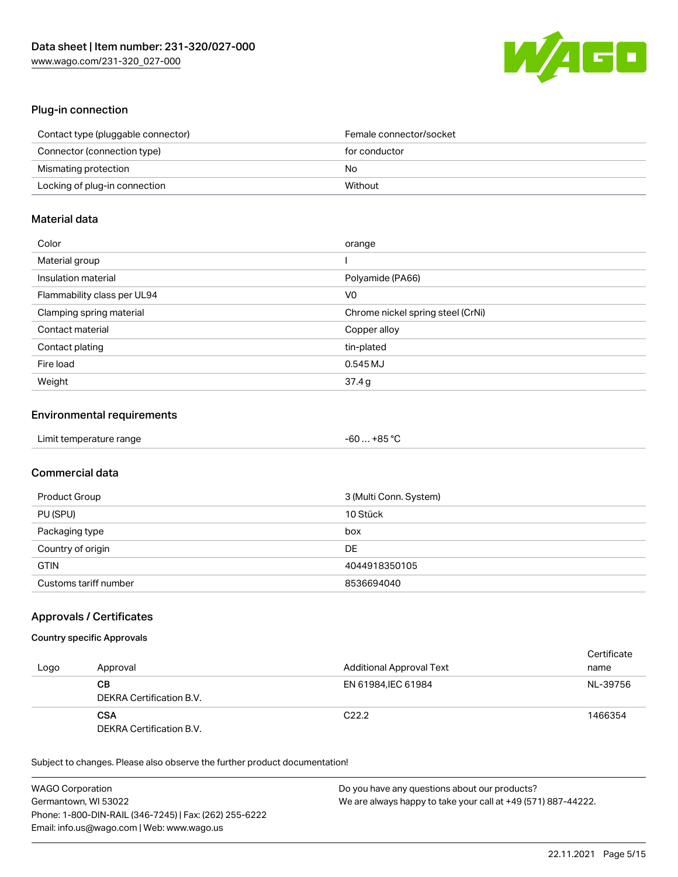## Plug-in connection

| | |
|---|---|
| Contact type (pluggable connector) | Female connector/socket |
| Connector (connection type) | for conductor |
| Mismating protection | No |
| Locking of plug-in connection | Without |

## Material data

| | |
|---|---|
| Color | orange |
| Material group | I |
| Insulation material | Polyamide (PA66) |
| Flammability class per UL94 | V0 |
| Clamping spring material | Chrome nickel spring steel (CrNi) |
| Contact material | Copper alloy |
| Contact plating | tin-plated |
| Fire load | 0.545 MJ |
| Weight | 37.4 g |

## Environmental requirements

| | |
|---|---|
| Limit temperature range | -60 … +85 °C |

## Commercial data

| | |
|---|---|
| Product Group | 3 (Multi Conn. System) |
| PU (SPU) | 10 Stück |
| Packaging type | box |
| Country of origin | DE |
| GTIN | 4044918350105 |
| Customs tariff number | 8536694040 |

## Approvals / Certificates

### Country specific Approvals

| Logo | Approval | Additional Approval Text | Certificate name |
|---|---|---|---|
| | **CB**<br>DEKRA Certification B.V. | EN 61984,IEC 61984 | NL-39756 |
| | **CSA**<br>DEKRA Certification B.V. | C22.2 | 1466354 |

Subject to changes. Please also observe the further product documentation!

WAGO Corporation
Germantown, WI 53022
Phone: 1-800-DIN-RAIL (346-7245) | Fax: (262) 255-6222
Email: info.us@wago.com | Web: www.wago.us

Do you have any questions about our products?
We are always happy to take your call at +49 (571) 887-44222.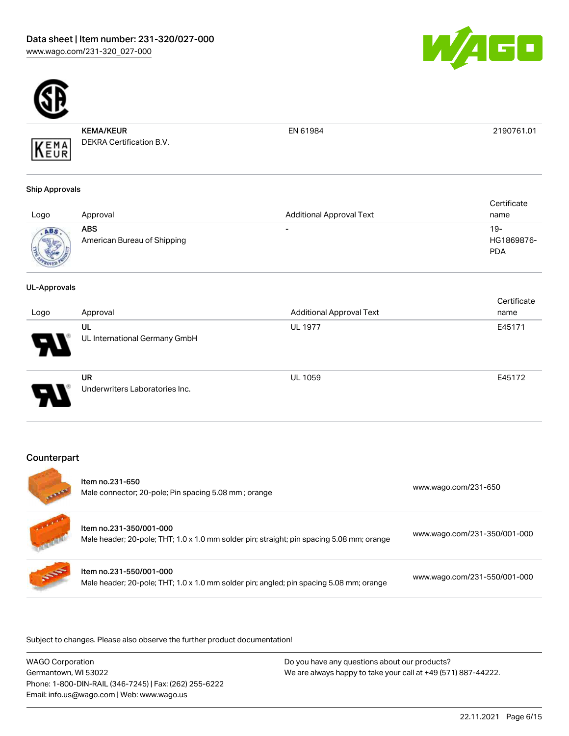| | | | |
|---|---|---|---|
| | **KEMA/KEUR** DEKRA Certification B.V. | EN 61984 | 2190761.01 |

### Ship Approvals

| Logo | Approval | Additional Approval Text | Certificate name |
|---|---|---|---|
| | **ABS** American Bureau of Shipping | - | 19-HG1869876-PDA |

### UL-Approvals

| Logo | Approval | Additional Approval Text | Certificate name |
|---|---|---|---|
| | **UL** UL International Germany GmbH | UL 1977 | E45171 |
| | **UR** Underwriters Laboratories Inc. | UL 1059 | E45172 |

## Counterpart

| | | |
|---|---|---|
| | **Item no.231-650** Male connector; 20-pole; Pin spacing 5.08 mm ; orange | www.wago.com/231-650 |
| | **Item no.231-350/001-000** Male header; 20-pole; THT; 1.0 x 1.0 mm solder pin; straight; pin spacing 5.08 mm; orange | www.wago.com/231-350/001-000 |
| | **Item no.231-550/001-000** Male header; 20-pole; THT; 1.0 x 1.0 mm solder pin; angled; pin spacing 5.08 mm; orange | www.wago.com/231-550/001-000 |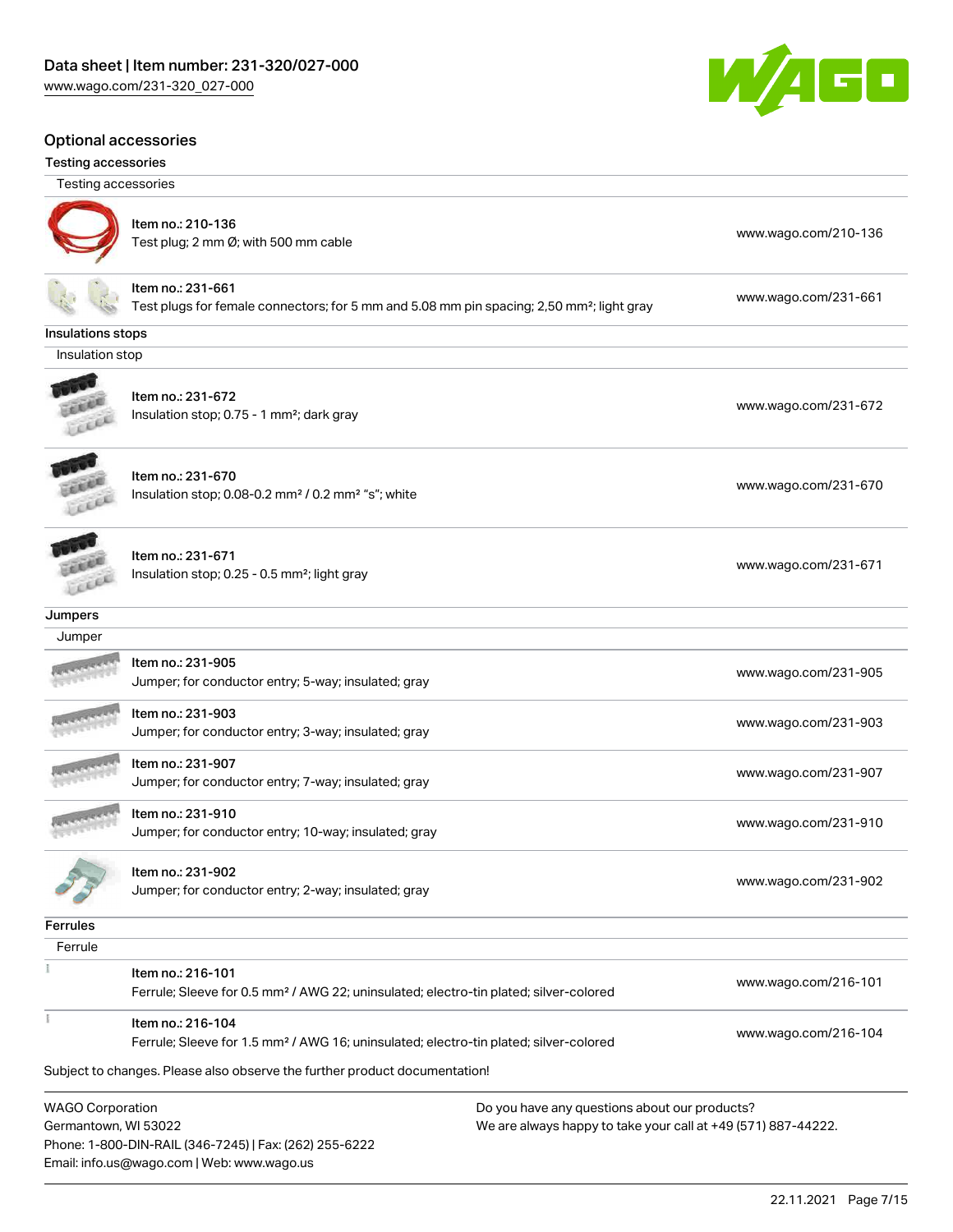## Optional accessories

### Testing accessories

| Testing accessories | |
|---|---|
| Item no.: 210-136<br>Test plug; 2 mm Ø; with 500 mm cable | www.wago.com/210-136 |
| Item no.: 231-661<br>Test plugs for female connectors; for 5 mm and 5.08 mm pin spacing; 2,50 mm²; light gray | www.wago.com/231-661 |

### Insulations stops

| Insulation stop | |
|---|---|
| Item no.: 231-672<br>Insulation stop; 0.75 - 1 mm²; dark gray | www.wago.com/231-672 |
| Item no.: 231-670<br>Insulation stop; 0.08-0.2 mm² / 0.2 mm² "s"; white | www.wago.com/231-670 |
| Item no.: 231-671<br>Insulation stop; 0.25 - 0.5 mm²; light gray | www.wago.com/231-671 |

### Jumpers

| Jumper | |
|---|---|
| Item no.: 231-905<br>Jumper; for conductor entry; 5-way; insulated; gray | www.wago.com/231-905 |
| Item no.: 231-903<br>Jumper; for conductor entry; 3-way; insulated; gray | www.wago.com/231-903 |
| Item no.: 231-907<br>Jumper; for conductor entry; 7-way; insulated; gray | www.wago.com/231-907 |
| Item no.: 231-910<br>Jumper; for conductor entry; 10-way; insulated; gray | www.wago.com/231-910 |
| Item no.: 231-902<br>Jumper; for conductor entry; 2-way; insulated; gray | www.wago.com/231-902 |

### Ferrules

| Ferrule | |
|---|---|
| Item no.: 216-101<br>Ferrule; Sleeve for 0.5 mm² / AWG 22; uninsulated; electro-tin plated; silver-colored | www.wago.com/216-101 |
| Item no.: 216-104<br>Ferrule; Sleeve for 1.5 mm² / AWG 16; uninsulated; electro-tin plated; silver-colored | www.wago.com/216-104 |

Subject to changes. Please also observe the further product documentation!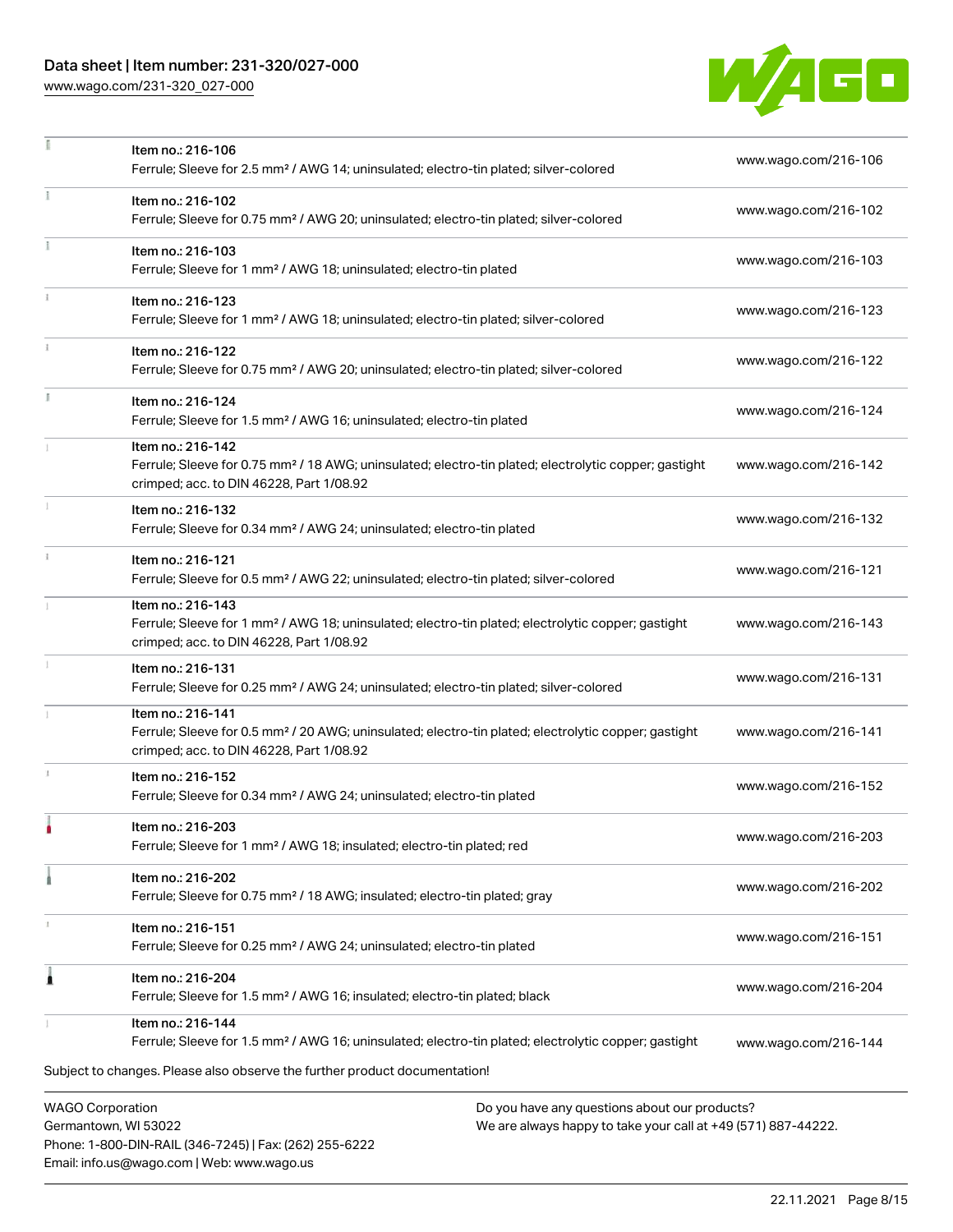| | | |
|---|---|---|
| | Item no.: 216-106<br>Ferrule; Sleeve for 2.5 mm² / AWG 14; uninsulated; electro-tin plated; silver-colored | www.wago.com/216-106 |
| | Item no.: 216-102<br>Ferrule; Sleeve for 0.75 mm² / AWG 20; uninsulated; electro-tin plated; silver-colored | www.wago.com/216-102 |
| | Item no.: 216-103<br>Ferrule; Sleeve for 1 mm² / AWG 18; uninsulated; electro-tin plated | www.wago.com/216-103 |
| | Item no.: 216-123<br>Ferrule; Sleeve for 1 mm² / AWG 18; uninsulated; electro-tin plated; silver-colored | www.wago.com/216-123 |
| | Item no.: 216-122<br>Ferrule; Sleeve for 0.75 mm² / AWG 20; uninsulated; electro-tin plated; silver-colored | www.wago.com/216-122 |
| | Item no.: 216-124<br>Ferrule; Sleeve for 1.5 mm² / AWG 16; uninsulated; electro-tin plated | www.wago.com/216-124 |
| | Item no.: 216-142<br>Ferrule; Sleeve for 0.75 mm² / 18 AWG; uninsulated; electro-tin plated; electrolytic copper; gastight crimped; acc. to DIN 46228, Part 1/08.92 | www.wago.com/216-142 |
| | Item no.: 216-132<br>Ferrule; Sleeve for 0.34 mm² / AWG 24; uninsulated; electro-tin plated | www.wago.com/216-132 |
| | Item no.: 216-121<br>Ferrule; Sleeve for 0.5 mm² / AWG 22; uninsulated; electro-tin plated; silver-colored | www.wago.com/216-121 |
| | Item no.: 216-143<br>Ferrule; Sleeve for 1 mm² / AWG 18; uninsulated; electro-tin plated; electrolytic copper; gastight crimped; acc. to DIN 46228, Part 1/08.92 | www.wago.com/216-143 |
| | Item no.: 216-131<br>Ferrule; Sleeve for 0.25 mm² / AWG 24; uninsulated; electro-tin plated; silver-colored | www.wago.com/216-131 |
| | Item no.: 216-141<br>Ferrule; Sleeve for 0.5 mm² / 20 AWG; uninsulated; electro-tin plated; electrolytic copper; gastight crimped; acc. to DIN 46228, Part 1/08.92 | www.wago.com/216-141 |
| | Item no.: 216-152<br>Ferrule; Sleeve for 0.34 mm² / AWG 24; uninsulated; electro-tin plated | www.wago.com/216-152 |
| | Item no.: 216-203<br>Ferrule; Sleeve for 1 mm² / AWG 18; insulated; electro-tin plated; red | www.wago.com/216-203 |
| | Item no.: 216-202<br>Ferrule; Sleeve for 0.75 mm² / 18 AWG; insulated; electro-tin plated; gray | www.wago.com/216-202 |
| | Item no.: 216-151<br>Ferrule; Sleeve for 0.25 mm² / AWG 24; uninsulated; electro-tin plated | www.wago.com/216-151 |
| | Item no.: 216-204<br>Ferrule; Sleeve for 1.5 mm² / AWG 16; insulated; electro-tin plated; black | www.wago.com/216-204 |
| | Item no.: 216-144<br>Ferrule; Sleeve for 1.5 mm² / AWG 16; uninsulated; electro-tin plated; electrolytic copper; gastight | www.wago.com/216-144 |

Subject to changes. Please also observe the further product documentation!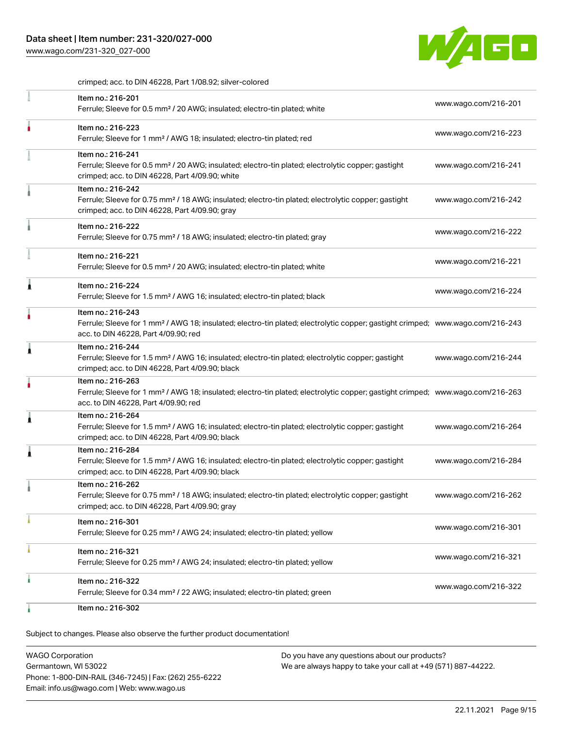crimped; acc. to DIN 46228, Part 1/08.92; silver-colored

| | | |
|---|---|---|
| | Item no.: 216-201<br>Ferrule; Sleeve for 0.5 mm² / 20 AWG; insulated; electro-tin plated; white | www.wago.com/216-201 |
| | Item no.: 216-223<br>Ferrule; Sleeve for 1 mm² / AWG 18; insulated; electro-tin plated; red | www.wago.com/216-223 |
| | Item no.: 216-241<br>Ferrule; Sleeve for 0.5 mm² / 20 AWG; insulated; electro-tin plated; electrolytic copper; gastight crimped; acc. to DIN 46228, Part 4/09.90; white | www.wago.com/216-241 |
| | Item no.: 216-242<br>Ferrule; Sleeve for 0.75 mm² / 18 AWG; insulated; electro-tin plated; electrolytic copper; gastight crimped; acc. to DIN 46228, Part 4/09.90; gray | www.wago.com/216-242 |
| | Item no.: 216-222<br>Ferrule; Sleeve for 0.75 mm² / 18 AWG; insulated; electro-tin plated; gray | www.wago.com/216-222 |
| | Item no.: 216-221<br>Ferrule; Sleeve for 0.5 mm² / 20 AWG; insulated; electro-tin plated; white | www.wago.com/216-221 |
| | Item no.: 216-224<br>Ferrule; Sleeve for 1.5 mm² / AWG 16; insulated; electro-tin plated; black | www.wago.com/216-224 |
| | Item no.: 216-243<br>Ferrule; Sleeve for 1 mm² / AWG 18; insulated; electro-tin plated; electrolytic copper; gastight crimped; acc. to DIN 46228, Part 4/09.90; red | www.wago.com/216-243 |
| | Item no.: 216-244<br>Ferrule; Sleeve for 1.5 mm² / AWG 16; insulated; electro-tin plated; electrolytic copper; gastight crimped; acc. to DIN 46228, Part 4/09.90; black | www.wago.com/216-244 |
| | Item no.: 216-263<br>Ferrule; Sleeve for 1 mm² / AWG 18; insulated; electro-tin plated; electrolytic copper; gastight crimped; acc. to DIN 46228, Part 4/09.90; red | www.wago.com/216-263 |
| | Item no.: 216-264<br>Ferrule; Sleeve for 1.5 mm² / AWG 16; insulated; electro-tin plated; electrolytic copper; gastight crimped; acc. to DIN 46228, Part 4/09.90; black | www.wago.com/216-264 |
| | Item no.: 216-284<br>Ferrule; Sleeve for 1.5 mm² / AWG 16; insulated; electro-tin plated; electrolytic copper; gastight crimped; acc. to DIN 46228, Part 4/09.90; black | www.wago.com/216-284 |
| | Item no.: 216-262<br>Ferrule; Sleeve for 0.75 mm² / 18 AWG; insulated; electro-tin plated; electrolytic copper; gastight crimped; acc. to DIN 46228, Part 4/09.90; gray | www.wago.com/216-262 |
| | Item no.: 216-301<br>Ferrule; Sleeve for 0.25 mm² / AWG 24; insulated; electro-tin plated; yellow | www.wago.com/216-301 |
| | Item no.: 216-321<br>Ferrule; Sleeve for 0.25 mm² / AWG 24; insulated; electro-tin plated; yellow | www.wago.com/216-321 |
| | Item no.: 216-322<br>Ferrule; Sleeve for 0.34 mm² / 22 AWG; insulated; electro-tin plated; green | www.wago.com/216-322 |
| | Item no.: 216-302 | |

Subject to changes. Please also observe the further product documentation!

WAGO Corporation
Germantown, WI 53022
Phone: 1-800-DIN-RAIL (346-7245) | Fax: (262) 255-6222
Email: info.us@wago.com | Web: www.wago.us

Do you have any questions about our products?
We are always happy to take your call at +49 (571) 887-44222.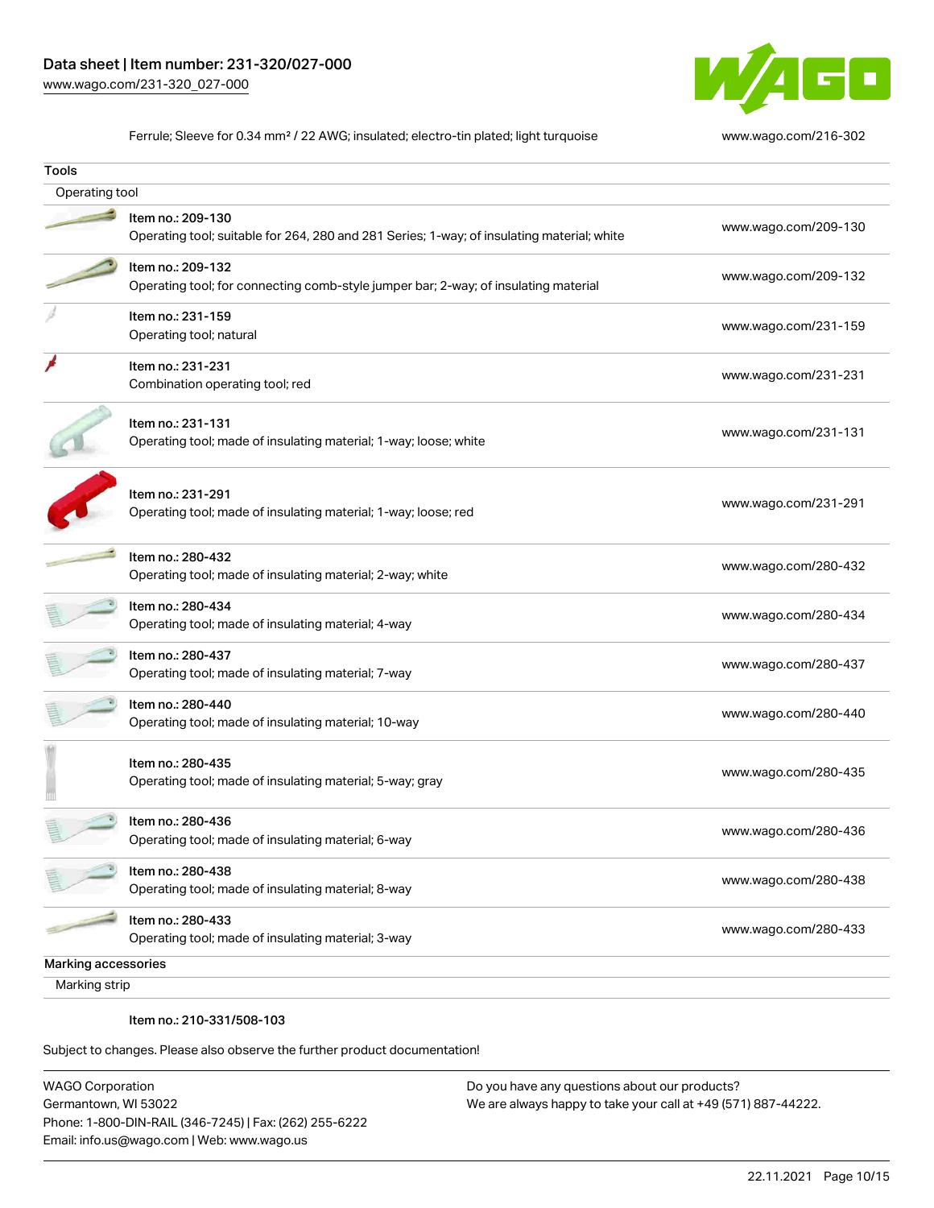Ferrule; Sleeve for 0.34 mm² / 22 AWG; insulated; electro-tin plated; light turquoise | www.wago.com/216-302

## Tools

### Operating tool

| | |
|---|---|
| Item no.: 209-130<br>Operating tool; suitable for 264, 280 and 281 Series; 1-way; of insulating material; white | www.wago.com/209-130 |
| Item no.: 209-132<br>Operating tool; for connecting comb-style jumper bar; 2-way; of insulating material | www.wago.com/209-132 |
| Item no.: 231-159<br>Operating tool; natural | www.wago.com/231-159 |
| Item no.: 231-231<br>Combination operating tool; red | www.wago.com/231-231 |
| Item no.: 231-131<br>Operating tool; made of insulating material; 1-way; loose; white | www.wago.com/231-131 |
| Item no.: 231-291<br>Operating tool; made of insulating material; 1-way; loose; red | www.wago.com/231-291 |
| Item no.: 280-432<br>Operating tool; made of insulating material; 2-way; white | www.wago.com/280-432 |
| Item no.: 280-434<br>Operating tool; made of insulating material; 4-way | www.wago.com/280-434 |
| Item no.: 280-437<br>Operating tool; made of insulating material; 7-way | www.wago.com/280-437 |
| Item no.: 280-440<br>Operating tool; made of insulating material; 10-way | www.wago.com/280-440 |
| Item no.: 280-435<br>Operating tool; made of insulating material; 5-way; gray | www.wago.com/280-435 |
| Item no.: 280-436<br>Operating tool; made of insulating material; 6-way | www.wago.com/280-436 |
| Item no.: 280-438<br>Operating tool; made of insulating material; 8-way | www.wago.com/280-438 |
| Item no.: 280-433<br>Operating tool; made of insulating material; 3-way | www.wago.com/280-433 |

## Marking accessories

### Marking strip

Item no.: 210-331/508-103

Subject to changes. Please also observe the further product documentation!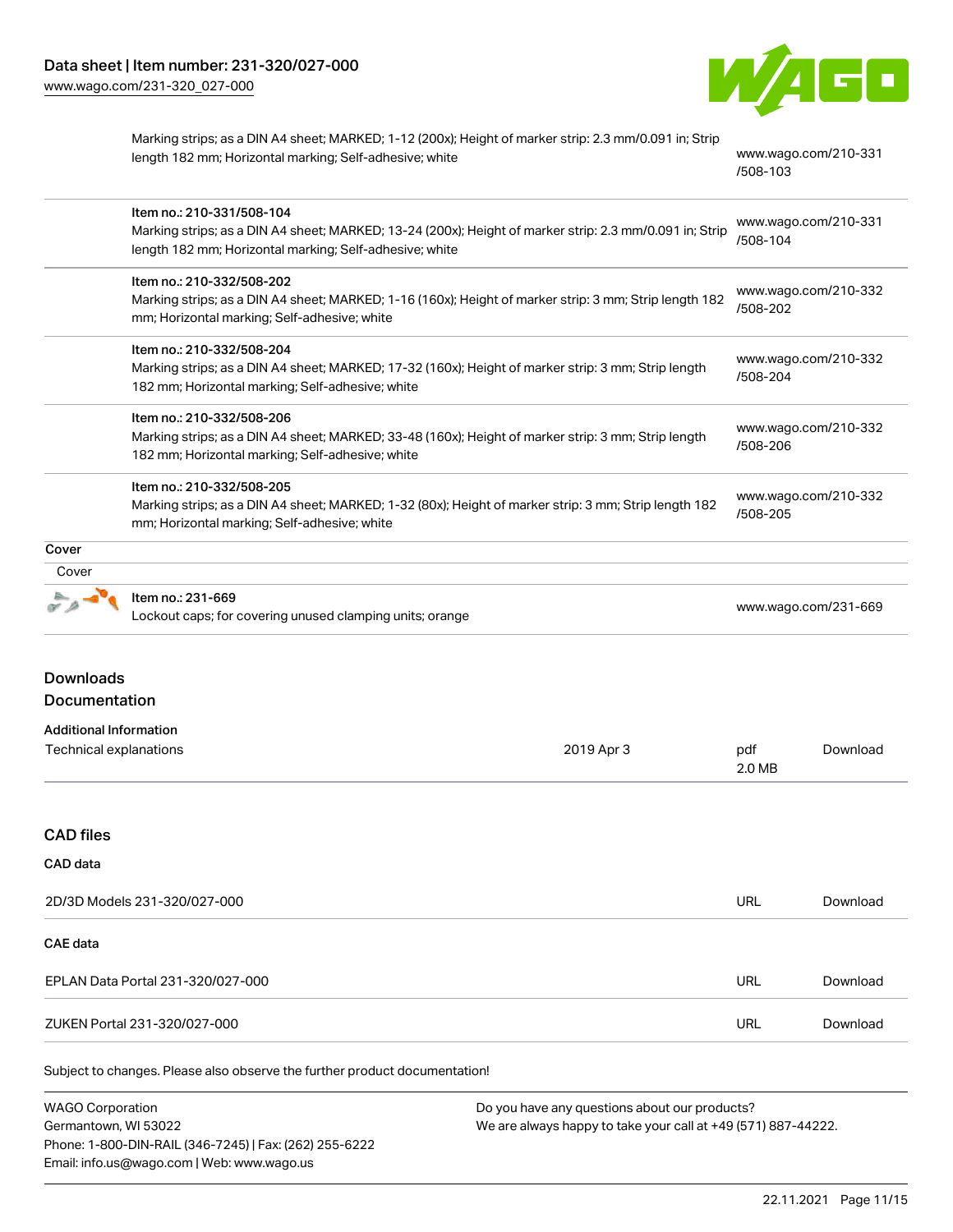| | | |
|---|---|---|
| | Marking strips; as a DIN A4 sheet; MARKED; 1-12 (200x); Height of marker strip: 2.3 mm/0.091 in; Strip length 182 mm; Horizontal marking; Self-adhesive; white | www.wago.com/210-331/508-103 |
| | Item no.: 210-331/508-104<br>Marking strips; as a DIN A4 sheet; MARKED; 13-24 (200x); Height of marker strip: 2.3 mm/0.091 in; Strip length 182 mm; Horizontal marking; Self-adhesive; white | www.wago.com/210-331/508-104 |
| | Item no.: 210-332/508-202<br>Marking strips; as a DIN A4 sheet; MARKED; 1-16 (160x); Height of marker strip: 3 mm; Strip length 182 mm; Horizontal marking; Self-adhesive; white | www.wago.com/210-332/508-202 |
| | Item no.: 210-332/508-204<br>Marking strips; as a DIN A4 sheet; MARKED; 17-32 (160x); Height of marker strip: 3 mm; Strip length 182 mm; Horizontal marking; Self-adhesive; white | www.wago.com/210-332/508-204 |
| | Item no.: 210-332/508-206<br>Marking strips; as a DIN A4 sheet; MARKED; 33-48 (160x); Height of marker strip: 3 mm; Strip length 182 mm; Horizontal marking; Self-adhesive; white | www.wago.com/210-332/508-206 |
| | Item no.: 210-332/508-205<br>Marking strips; as a DIN A4 sheet; MARKED; 1-32 (80x); Height of marker strip: 3 mm; Strip length 182 mm; Horizontal marking; Self-adhesive; white | www.wago.com/210-332/508-205 |

**Cover**

Cover

| | | |
|---|---|---|
| | Item no.: 231-669<br>Lockout caps; for covering unused clamping units; orange | www.wago.com/231-669 |

## Downloads
## Documentation

**Additional Information**

| | | | |
|---|---|---|---|
| Technical explanations | 2019 Apr 3 | pdf<br>2.0 MB | Download |

## CAD files

**CAD data**

| | | |
|---|---|---|
| 2D/3D Models 231-320/027-000 | URL | Download |

**CAE data**

| | | |
|---|---|---|
| EPLAN Data Portal 231-320/027-000 | URL | Download |
| ZUKEN Portal 231-320/027-000 | URL | Download |

Subject to changes. Please also observe the further product documentation!

WAGO Corporation
Germantown, WI 53022
Phone: 1-800-DIN-RAIL (346-7245) | Fax: (262) 255-6222
Email: info.us@wago.com | Web: www.wago.us

Do you have any questions about our products?
We are always happy to take your call at +49 (571) 887-44222.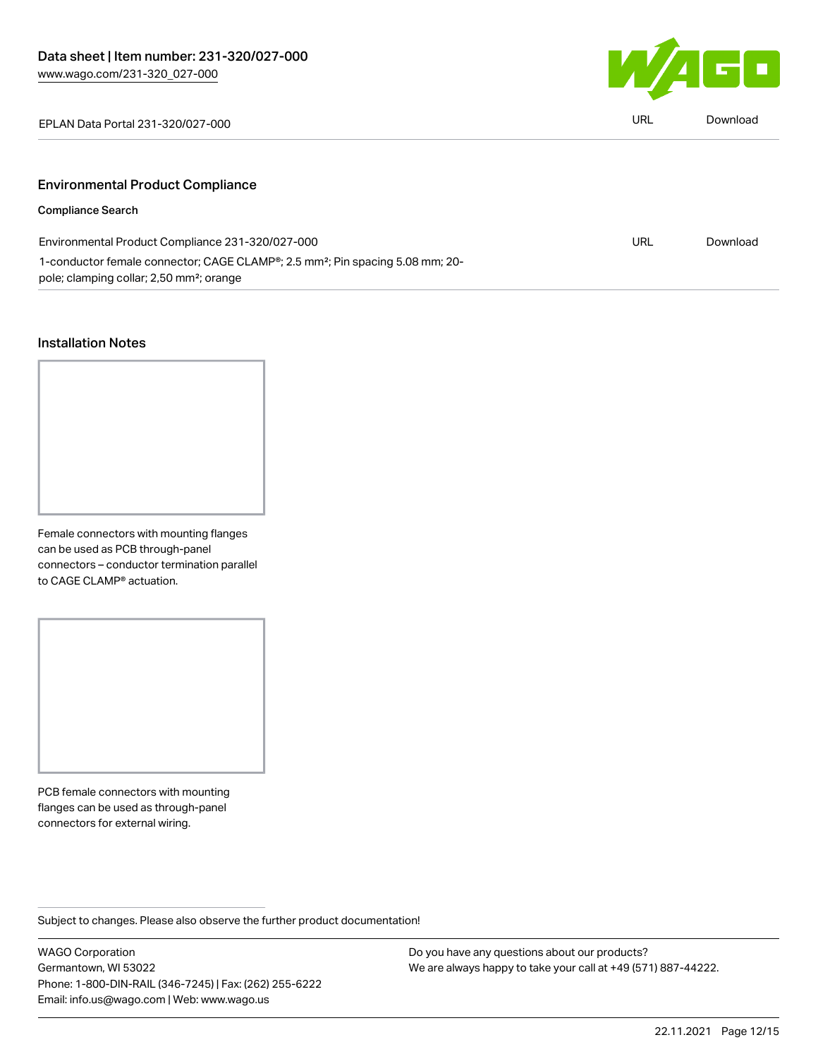| | | |
|---|---|---|
| EPLAN Data Portal 231-320/027-000 | URL | Download |

## Environmental Product Compliance

### Compliance Search

| | | |
|---|---|---|
| Environmental Product Compliance 231-320/027-000<br>1-conductor female connector; CAGE CLAMP®; 2.5 mm²; Pin spacing 5.08 mm; 20-pole; clamping collar; 2,50 mm²; orange | URL | Download |

## Installation Notes

Female connectors with mounting flanges can be used as PCB through-panel connectors – conductor termination parallel to CAGE CLAMP® actuation.

PCB female connectors with mounting flanges can be used as through-panel connectors for external wiring.

Subject to changes. Please also observe the further product documentation!

WAGO Corporation
Germantown, WI 53022
Phone: 1-800-DIN-RAIL (346-7245) | Fax: (262) 255-6222
Email: info.us@wago.com | Web: www.wago.us

Do you have any questions about our products?
We are always happy to take your call at +49 (571) 887-44222.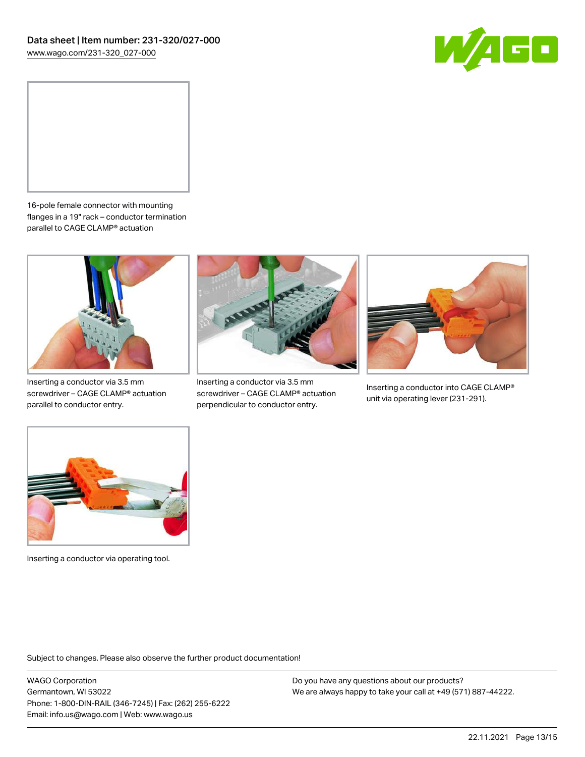16-pole female connector with mounting flanges in a 19" rack – conductor termination parallel to CAGE CLAMP® actuation

Inserting a conductor via 3.5 mm screwdriver – CAGE CLAMP® actuation parallel to conductor entry.

Inserting a conductor via 3.5 mm screwdriver – CAGE CLAMP® actuation perpendicular to conductor entry.

Inserting a conductor into CAGE CLAMP® unit via operating lever (231-291).

Inserting a conductor via operating tool.

Subject to changes. Please also observe the further product documentation!

WAGO Corporation
Germantown, WI 53022
Phone: 1-800-DIN-RAIL (346-7245) | Fax: (262) 255-6222
Email: info.us@wago.com | Web: www.wago.us

Do you have any questions about our products?
We are always happy to take your call at +49 (571) 887-44222.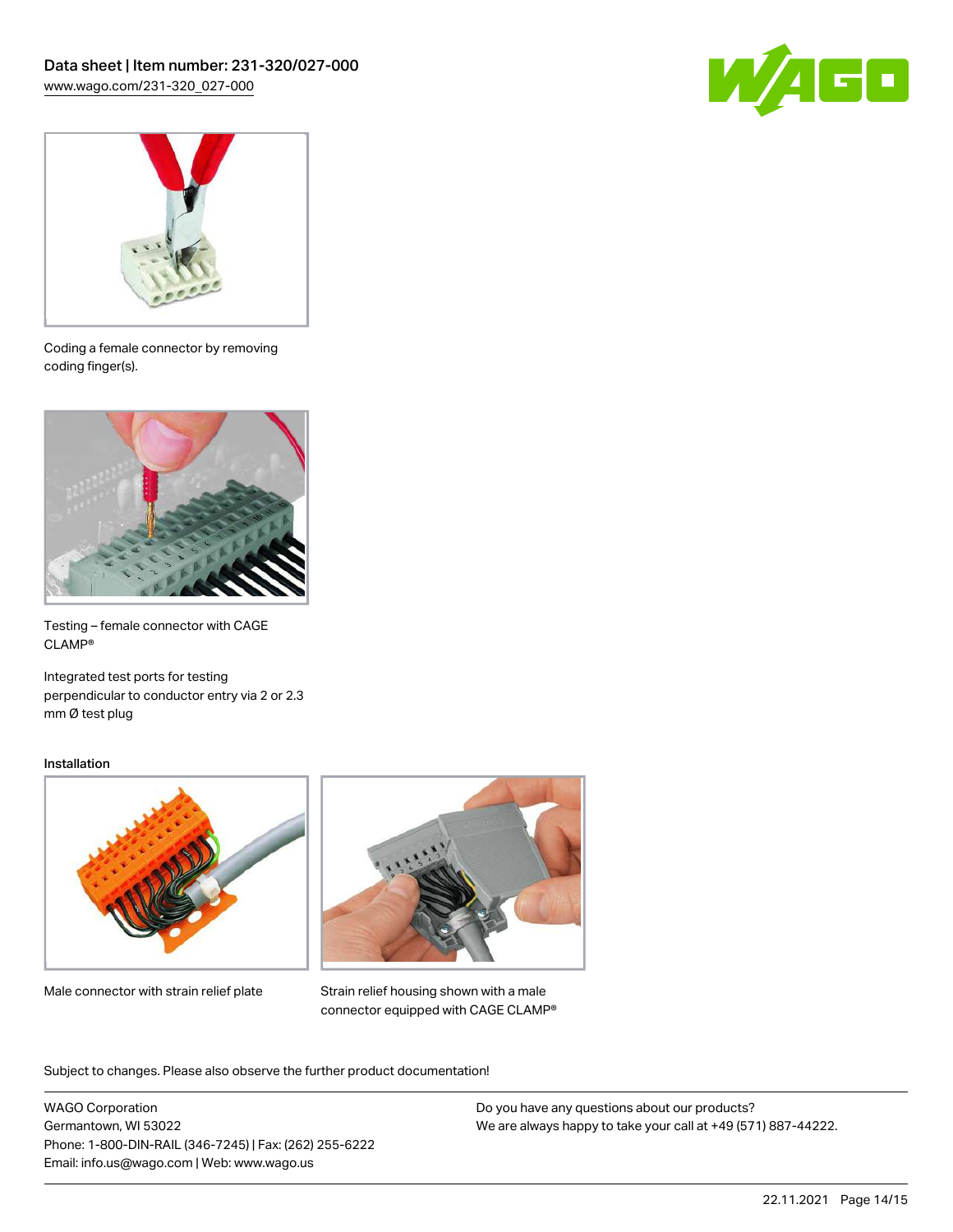Coding a female connector by removing coding finger(s).

Testing – female connector with CAGE CLAMP®

Integrated test ports for testing perpendicular to conductor entry via 2 or 2.3 mm Ø test plug

## Installation

Male connector with strain relief plate

Strain relief housing shown with a male connector equipped with CAGE CLAMP®

Subject to changes. Please also observe the further product documentation!

WAGO Corporation
Germantown, WI 53022
Phone: 1-800-DIN-RAIL (346-7245) | Fax: (262) 255-6222
Email: info.us@wago.com | Web: www.wago.us

Do you have any questions about our products?
We are always happy to take your call at +49 (571) 887-44222.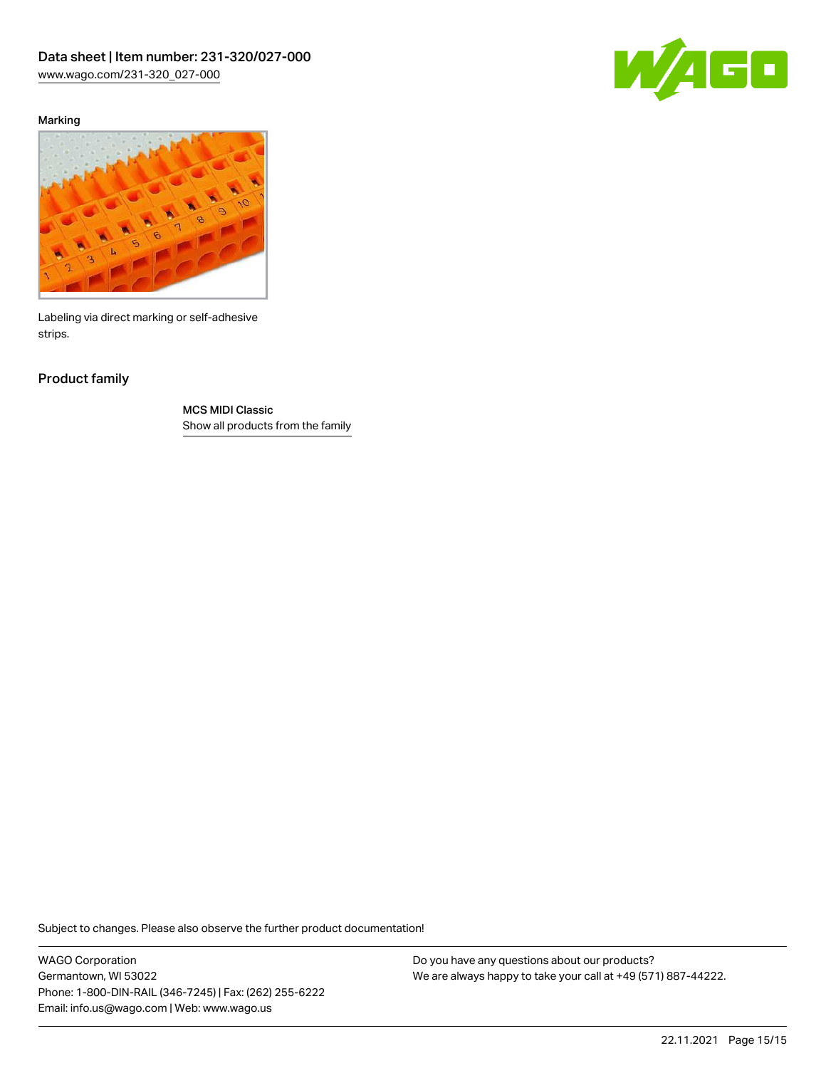Marking

Labeling via direct marking or self-adhesive strips.

## Product family

MCS MIDI Classic
Show all products from the family

Subject to changes. Please also observe the further product documentation!

WAGO Corporation
Germantown, WI 53022
Phone: 1-800-DIN-RAIL (346-7245) | Fax: (262) 255-6222
Email: info.us@wago.com | Web: www.wago.us

Do you have any questions about our products?
We are always happy to take your call at +49 (571) 887-44222.